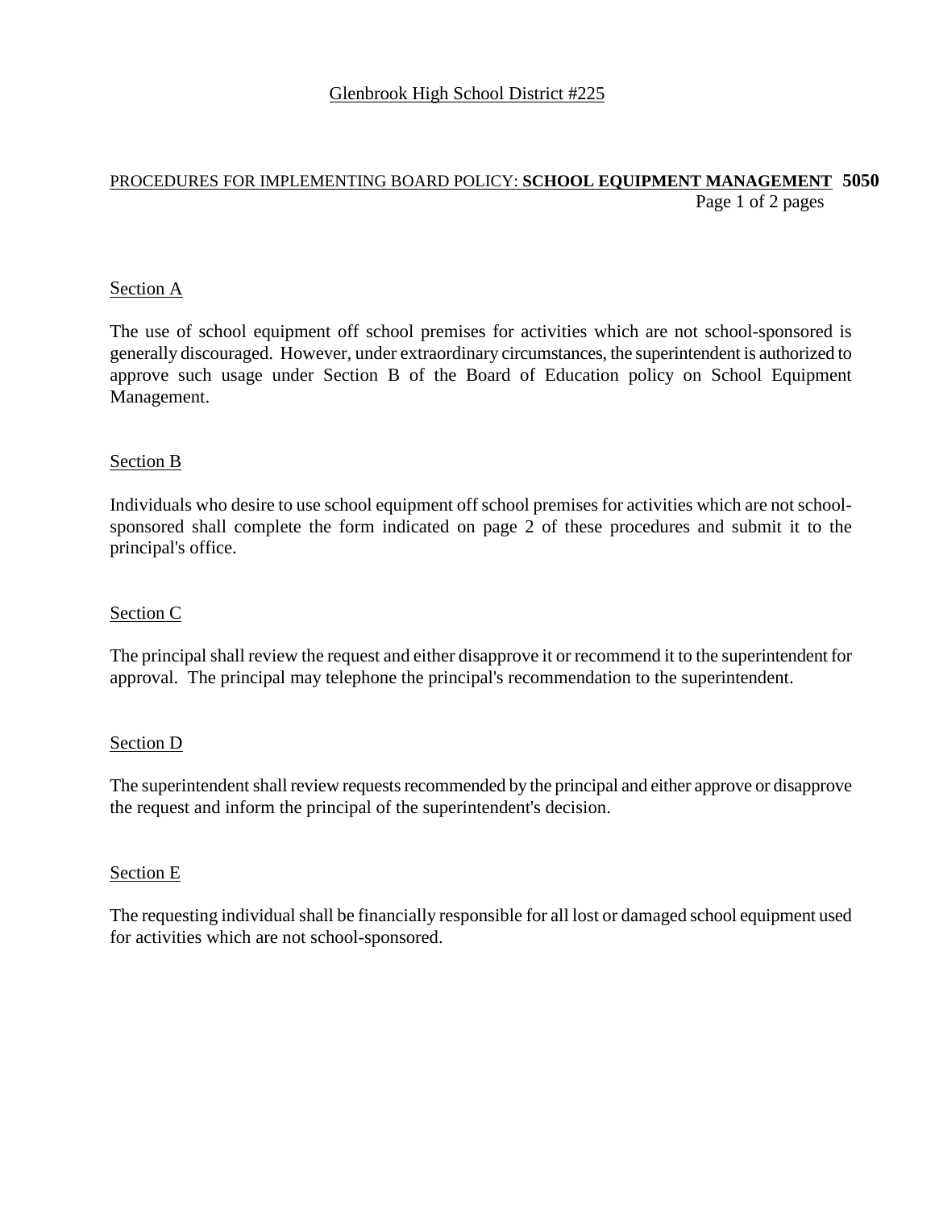Glenbrook High School District #225

PROCEDURES FOR IMPLEMENTING BOARD POLICY: **SCHOOL EQUIPMENT MANAGEMENT** **5050**

## Section A

The use of school equipment off school premises for activities which are not school-sponsored is generally discouraged. However, under extraordinary circumstances, the superintendent is authorized to approve such usage under Section B of the Board of Education policy on School Equipment Management.

## Section B

Individuals who desire to use school equipment off school premises for activities which are not school-sponsored shall complete the form indicated on page 2 of these procedures and submit it to the principal's office.

## Section C

The principal shall review the request and either disapprove it or recommend it to the superintendent for approval. The principal may telephone the principal's recommendation to the superintendent.

## Section D

The superintendent shall review requests recommended by the principal and either approve or disapprove the request and inform the principal of the superintendent's decision.

## Section E

The requesting individual shall be financially responsible for all lost or damaged school equipment used for activities which are not school-sponsored.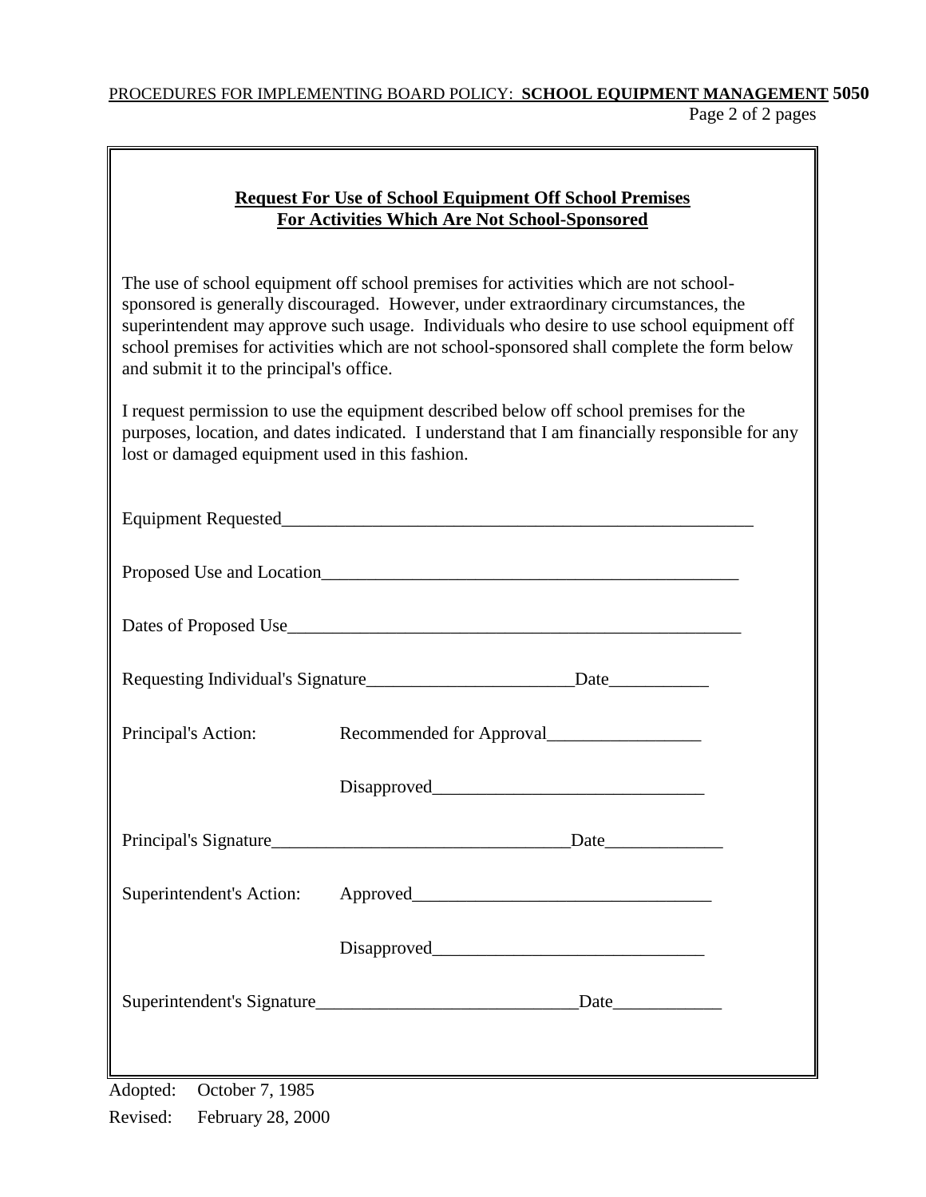## Request For Use of School Equipment Off School Premises For Activities Which Are Not School-Sponsored

The use of school equipment off school premises for activities which are not school-sponsored is generally discouraged. However, under extraordinary circumstances, the superintendent may approve such usage. Individuals who desire to use school equipment off school premises for activities which are not school-sponsored shall complete the form below and submit it to the principal's office.

I request permission to use the equipment described below off school premises for the purposes, location, and dates indicated. I understand that I am financially responsible for any lost or damaged equipment used in this fashion.

Equipment Requested_______________________________________________________

Proposed Use and Location_________________________________________________

Dates of Proposed Use_____________________________________________________

Requesting Individual's Signature_______________________Date___________

Principal's Action: Recommended for Approval_________________

Disapproved______________________________

Principal's Signature_________________________________Date_____________

Superintendent's Action: Approved_________________________________

Disapproved______________________________

Superintendent's Signature_____________________________Date____________

Adopted: October 7, 1985

Revised: February 28, 2000